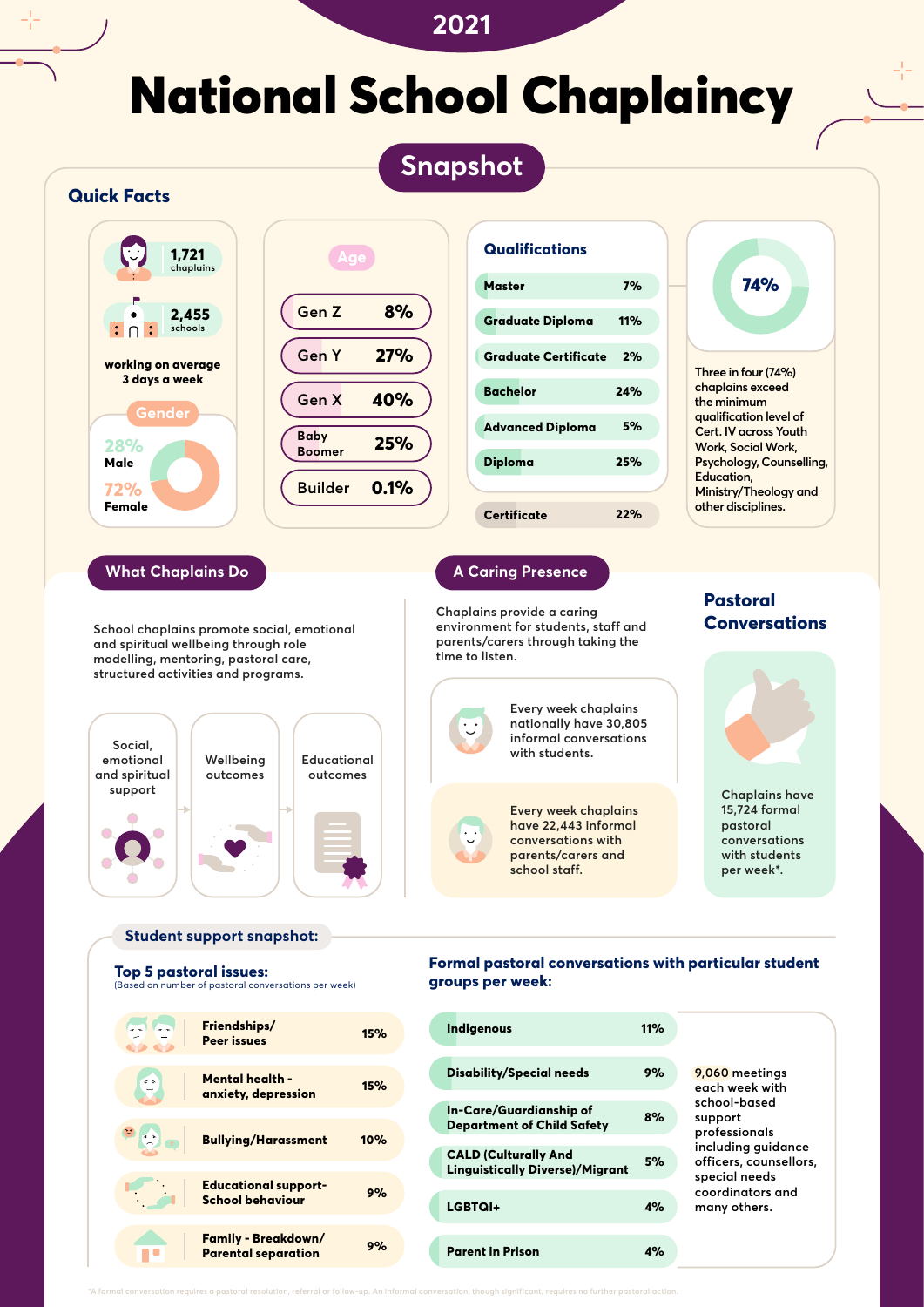2021

# National School Chaplaincy

## Snapshot

### Quick Facts

**1,721** chaplains

**2,455** schools

**working on average 3 days a week**

**Gender**

- 28% Male
- 72% Female

**Age**

| Age | % |
|---|---|
| Gen Z | 8% |
| Gen Y | 27% |
| Gen X | 40% |
| Baby Boomer | 25% |
| Builder | 0.1% |

**Qualifications**

| Qualification | % |
|---|---|
| Master | 7% |
| Graduate Diploma | 11% |
| Graduate Certificate | 2% |
| Bachelor | 24% |
| Advanced Diploma | 5% |
| Diploma | 25% |
| Certificate | 22% |

**74%**

Three in four (74%) chaplains exceed the minimum qualification level of Cert. IV across Youth Work, Social Work, Psychology, Counselling, Education, Ministry/Theology and other disciplines.

### What Chaplains Do

School chaplains promote social, emotional and spiritual wellbeing through role modelling, mentoring, pastoral care, structured activities and programs.

Social, emotional and spiritual support → Wellbeing outcomes → Educational outcomes

### A Caring Presence

Chaplains provide a caring environment for students, staff and parents/carers through taking the time to listen.

Every week chaplains nationally have 30,805 informal conversations with students.

Every week chaplains have 22,443 informal conversations with parents/carers and school staff.

### Pastoral Conversations

Chaplains have 15,724 formal pastoral conversations with students per week*.

### Student support snapshot:

**Top 5 pastoral issues:**
(Based on number of pastoral conversations per week)

| Issue | % |
|---|---|
| Friendships/ Peer issues | 15% |
| Mental health - anxiety, depression | 15% |
| Bullying/Harassment | 10% |
| Educational support- School behaviour | 9% |
| Family - Breakdown/ Parental separation | 9% |

**Formal pastoral conversations with particular student groups per week:**

| Group | % |
|---|---|
| Indigenous | 11% |
| Disability/Special needs | 9% |
| In-Care/Guardianship of Department of Child Safety | 8% |
| CALD (Culturally And Linguistically Diverse)/Migrant | 5% |
| LGBTQI+ | 4% |
| Parent in Prison | 4% |

9,060 meetings each week with school-based support professionals including guidance officers, counsellors, special needs coordinators and many others.

*A formal conversation requires a pastoral resolution, referral or follow-up. An informal conversation, though significant, requires no further pastoral action.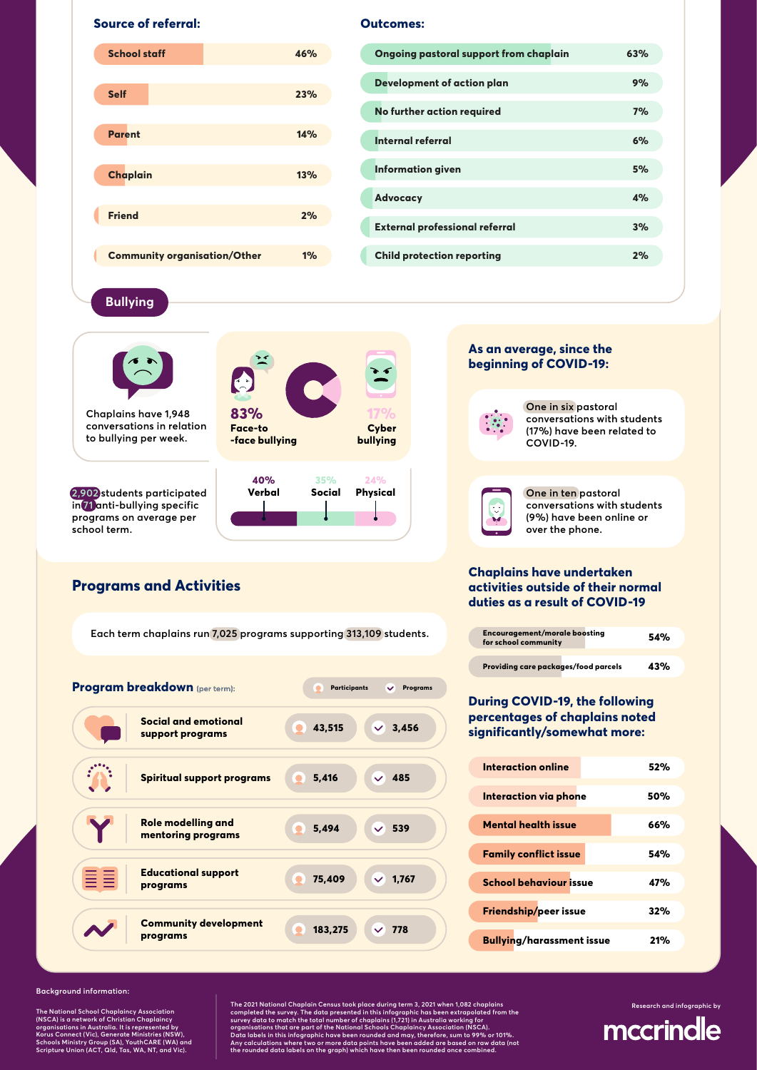## Source of referral:

School staff 46%

Self 23%

Parent 14%

Chaplain 13%

Friend 2%

Community organisation/Other 1%

## Outcomes:

Ongoing pastoral support from chaplain 63%

Development of action plan 9%

No further action required 7%

Internal referral 6%

Information given 5%

Advocacy 4%

External professional referral 3%

Child protection reporting 2%

## Bullying

Chaplains have 1,948 conversations in relation to bullying per week.

83% Face-to-face bullying

17% Cyber bullying

40% Verbal

35% Social

24% Physical

2,902 students participated in 71 anti-bullying specific programs on average per school term.

### As an average, since the beginning of COVID-19:

One in six pastoral conversations with students (17%) have been related to COVID-19.

One in ten pastoral conversations with students (9%) have been online or over the phone.

## Programs and Activities

Each term chaplains run 7,025 programs supporting 313,109 students.

### Program breakdown (per term):

| Program | Participants | Programs |
| --- | --- | --- |
| Social and emotional support programs | 43,515 | 3,456 |
| Spiritual support programs | 5,416 | 485 |
| Role modelling and mentoring programs | 5,494 | 539 |
| Educational support programs | 75,409 | 1,767 |
| Community development programs | 183,275 | 778 |

### Chaplains have undertaken activities outside of their normal duties as a result of COVID-19

Encouragement/morale boosting for school community 54%

Providing care packages/food parcels 43%

### During COVID-19, the following percentages of chaplains noted significantly/somewhat more:

Interaction online 52%

Interaction via phone 50%

Mental health issue 66%

Family conflict issue 54%

School behaviour issue 47%

Friendship/peer issue 32%

Bullying/harassment issue 21%

**Background information:**

The National School Chaplaincy Association (NSCA) is a network of Christian Chaplaincy organisations in Australia. It is represented by Korus Connect (Vic), Generate Ministries (NSW), Schools Ministry Group (SA), YouthCARE (WA) and Scripture Union (ACT, Qld, Tas, WA, NT, and Vic).

The 2021 National Chaplain Census took place during term 3, 2021 when 1,082 chaplains completed the survey. The data presented in this infographic has been extrapolated from the survey data to match the total number of chaplains (1,721) in Australia working for organisations that are part of the National Schools Chaplaincy Association (NSCA). Data labels in this infographic have been rounded and may, therefore, sum to 99% or 101%. Any calculations where two or more data points have been added are based on raw data (not the rounded data labels on the graph) which have then been rounded once combined.

Research and infographic by mccrindle